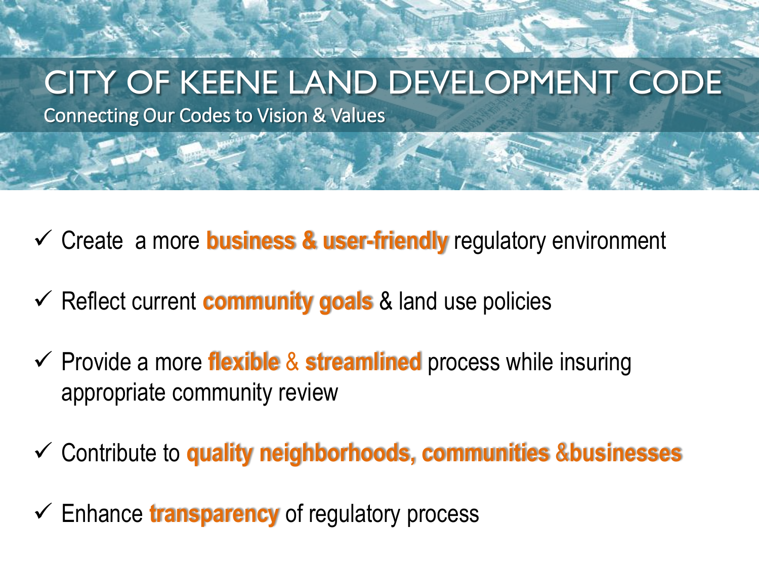# CITY OF KEENE LAND DEVELOPMENT CODE

## Connecting Our Codes to Vision & Values

- ✓ Create a more **business & user-friendly** regulatory environment
- ✓ Reflect current **community goals** & land use policies
- ✓ Provide a more **flexible** & **streamlined** process while insuring appropriate community review
- ✓ Contribute to **quality neighborhoods, communities &businesses**
- ✓ Enhance **transparency** of regulatory process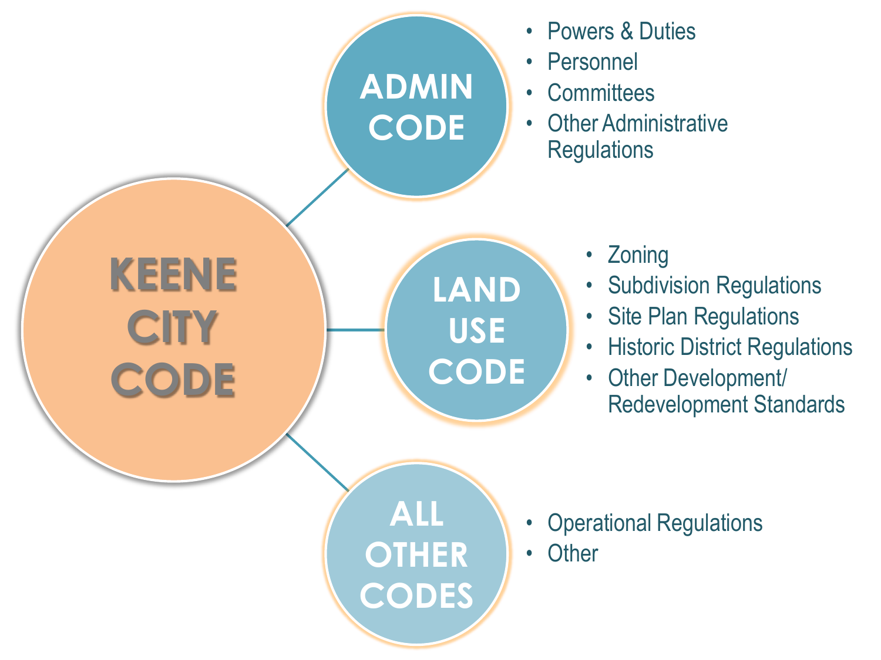# KEENE CITY CODE

## ADMIN CODE

- Powers & Duties
- Personnel
- Committees
- Other Administrative Regulations

## LAND USE CODE

- Zoning
- Subdivision Regulations
- Site Plan Regulations
- Historic District Regulations
- Other Development/ Redevelopment Standards

## ALL OTHER CODES

- Operational Regulations
- Other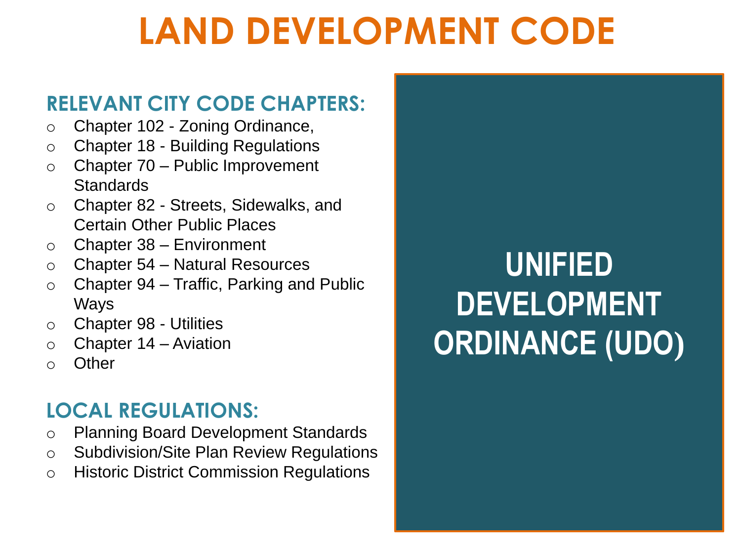# LAND DEVELOPMENT CODE

## RELEVANT CITY CODE CHAPTERS:

- Chapter 102 - Zoning Ordinance,
- Chapter 18 - Building Regulations
- Chapter 70 – Public Improvement Standards
- Chapter 82 - Streets, Sidewalks, and Certain Other Public Places
- Chapter 38 – Environment
- Chapter 54 – Natural Resources
- Chapter 94 – Traffic, Parking and Public Ways
- Chapter 98 - Utilities
- Chapter 14 – Aviation
- Other

## LOCAL REGULATIONS:

- Planning Board Development Standards
- Subdivision/Site Plan Review Regulations
- Historic District Commission Regulations

**UNIFIED DEVELOPMENT ORDINANCE (UDO)**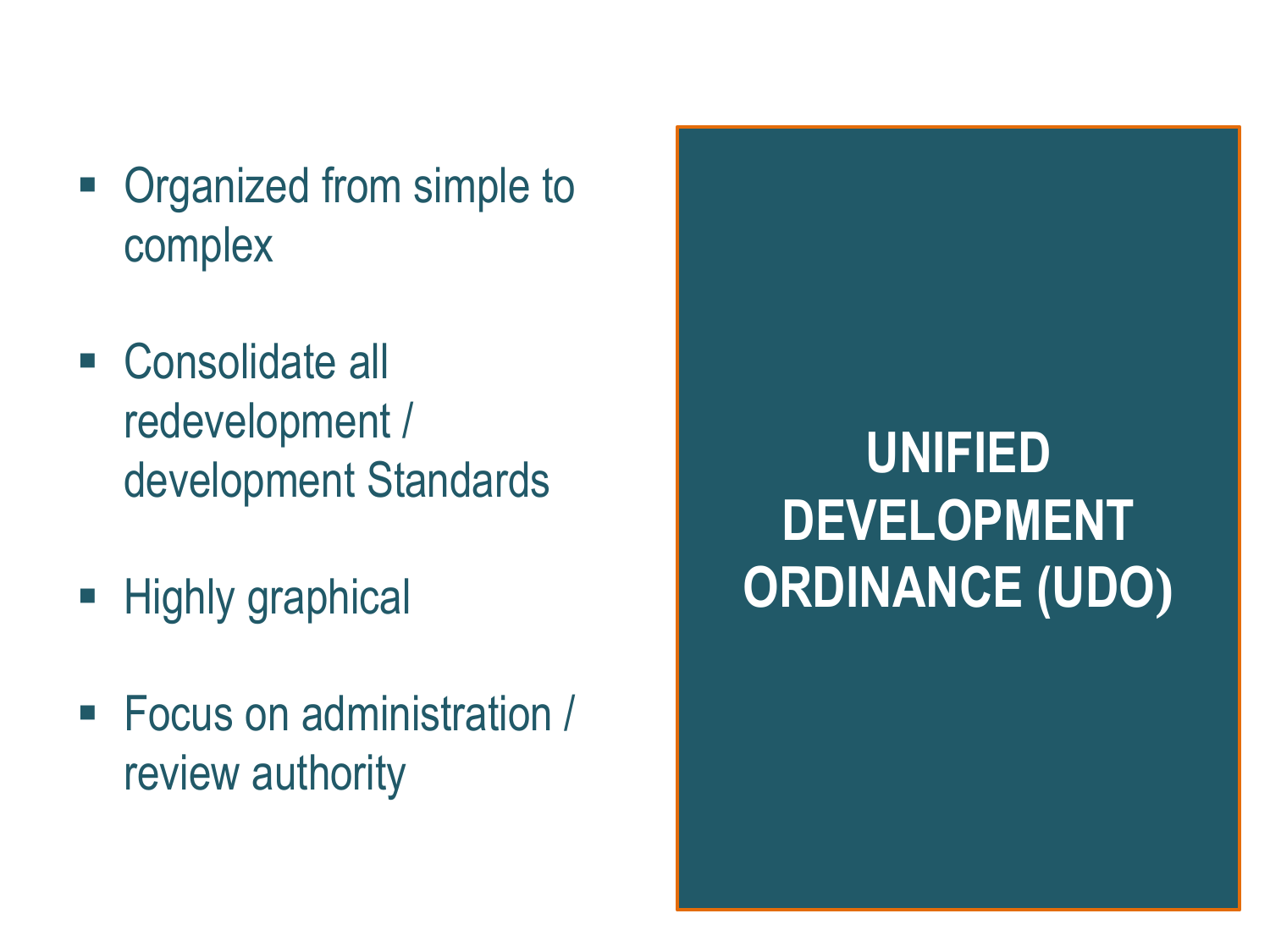## UNIFIED DEVELOPMENT ORDINANCE (UDO)

- Organized from simple to complex
- Consolidate all redevelopment / development Standards
- Highly graphical
- Focus on administration / review authority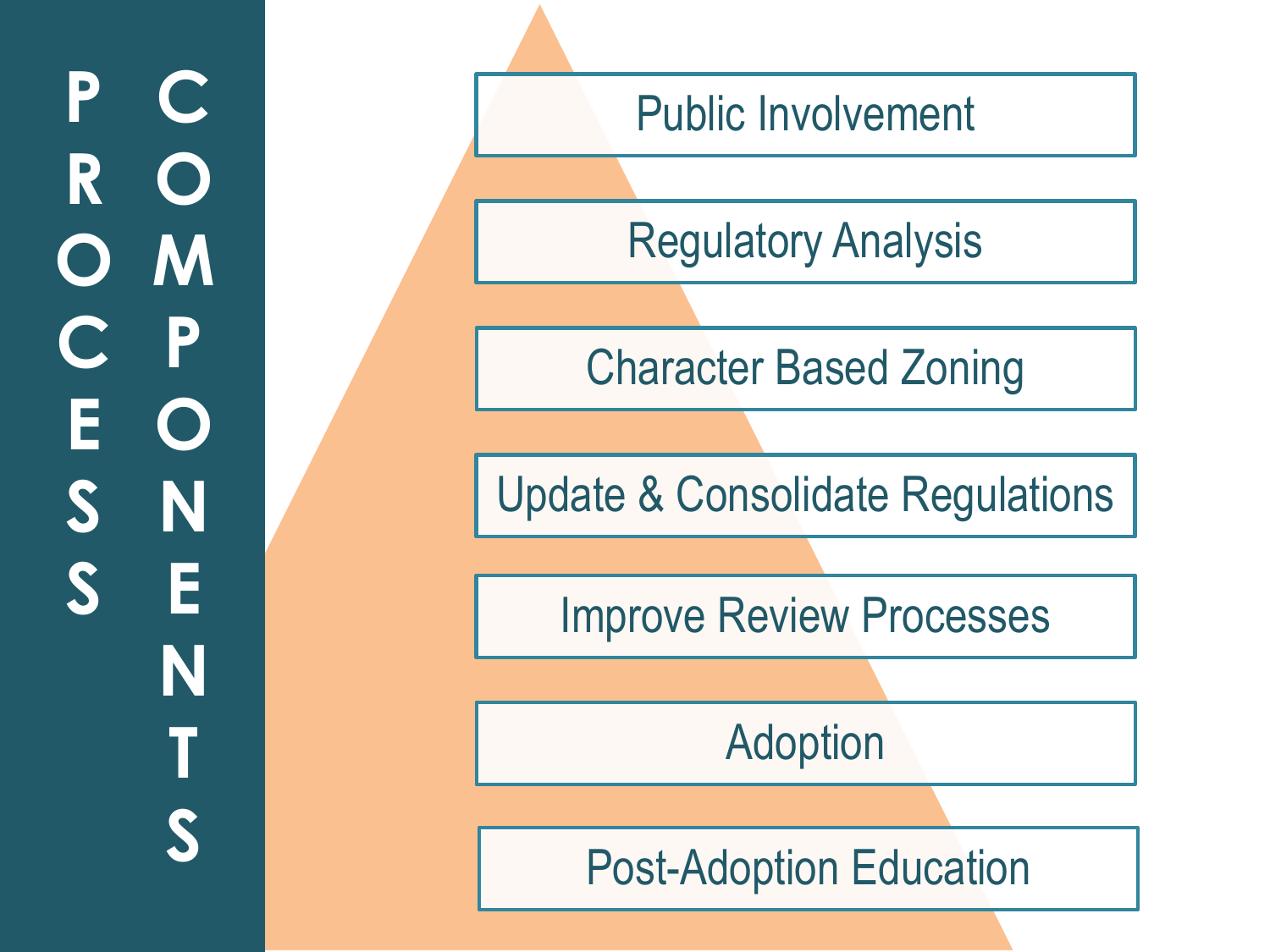# PROCESS COMPONENTS

- Public Involvement
- Regulatory Analysis
- Character Based Zoning
- Update & Consolidate Regulations
- Improve Review Processes
- Adoption
- Post-Adoption Education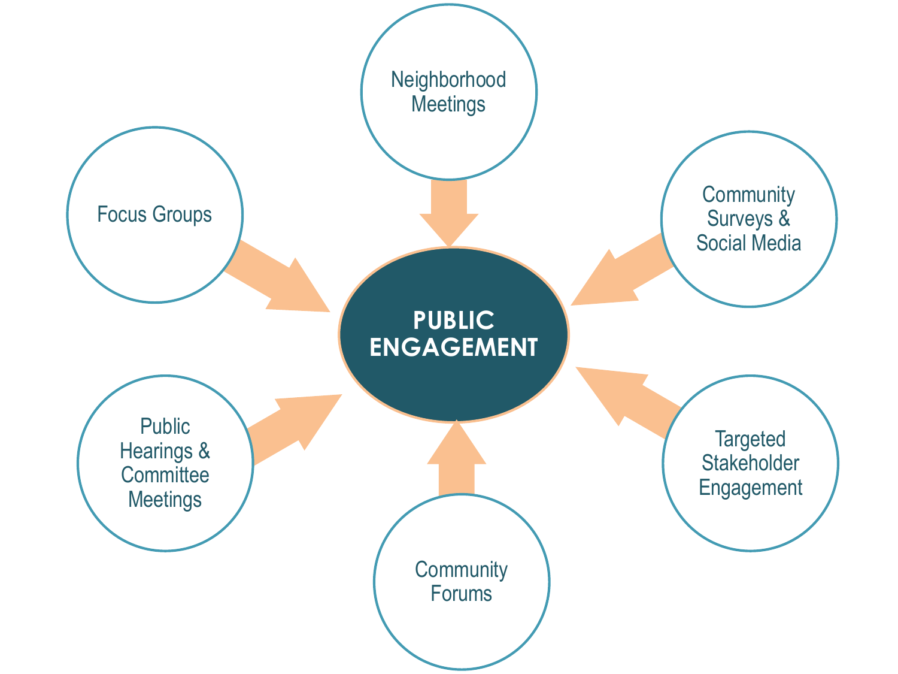PUBLIC ENGAGEMENT

- Neighborhood Meetings
- Community Surveys & Social Media
- Targeted Stakeholder Engagement
- Community Forums
- Public Hearings & Committee Meetings
- Focus Groups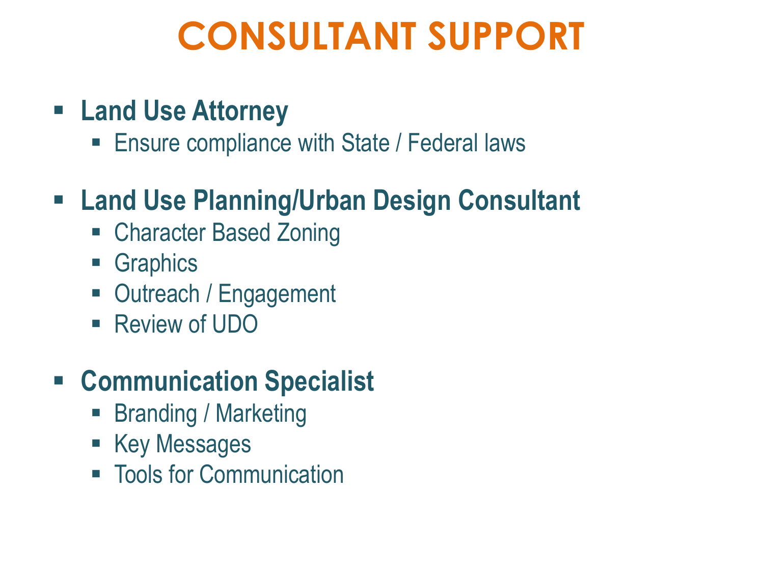# CONSULTANT SUPPORT

- **Land Use Attorney**
  - Ensure compliance with State / Federal laws

- **Land Use Planning/Urban Design Consultant**
  - Character Based Zoning
  - Graphics
  - Outreach / Engagement
  - Review of UDO

- **Communication Specialist**
  - Branding / Marketing
  - Key Messages
  - Tools for Communication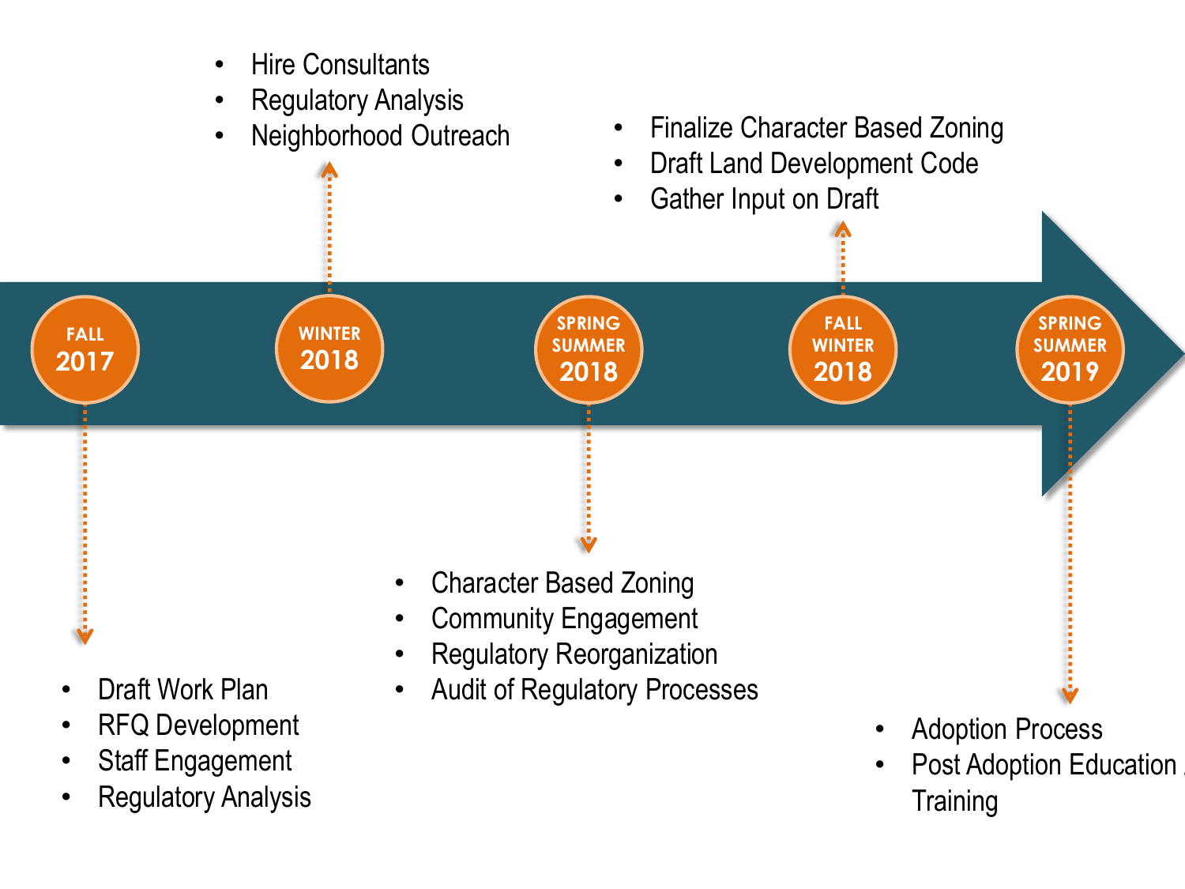FALL 2017

- Draft Work Plan
- RFQ Development
- Staff Engagement
- Regulatory Analysis

WINTER 2018

- Hire Consultants
- Regulatory Analysis
- Neighborhood Outreach

SPRING SUMMER 2018

- Character Based Zoning
- Community Engagement
- Regulatory Reorganization
- Audit of Regulatory Processes

FALL WINTER 2018

- Finalize Character Based Zoning
- Draft Land Development Code
- Gather Input on Draft

SPRING SUMMER 2019

- Adoption Process
- Post Adoption Education Training